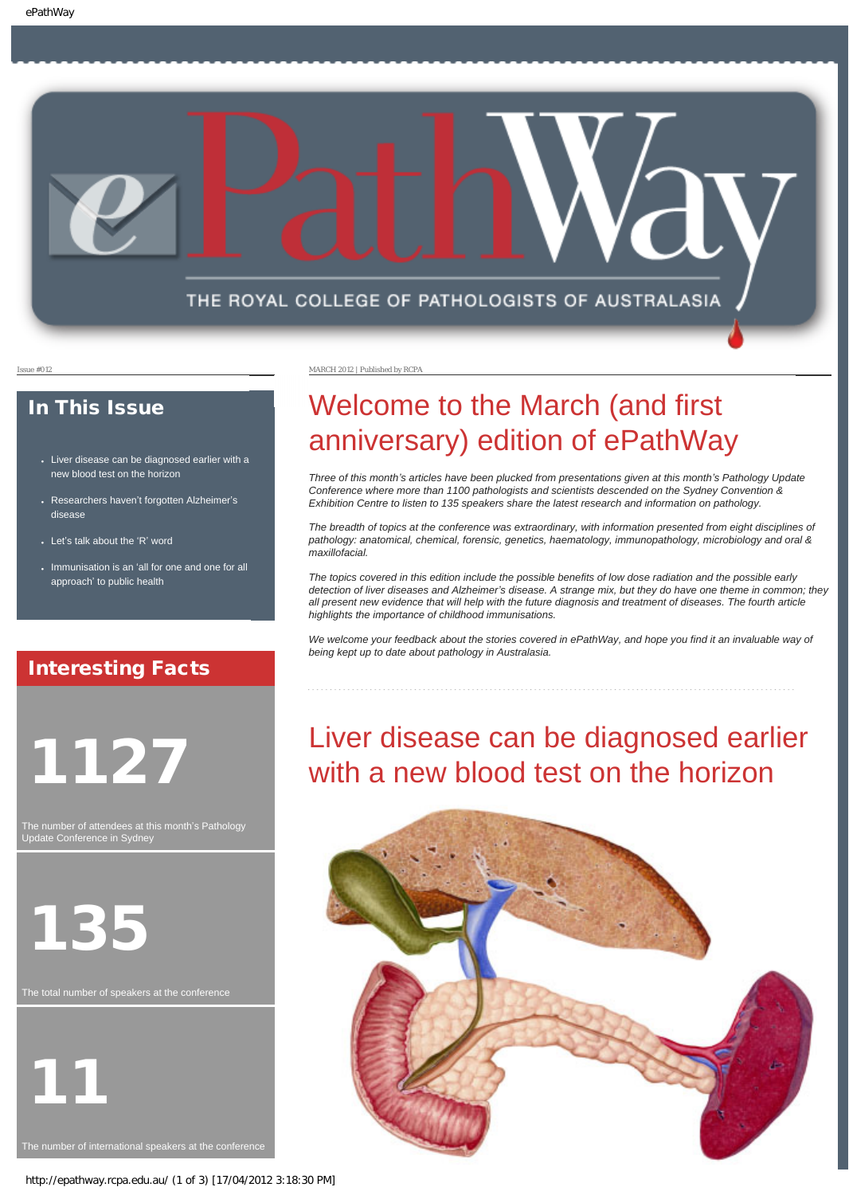# ePathWay

THE ROYAL COLLEGE OF PATHOLOGISTS OF AUSTRALASIA

Issue #012

MARCH 2012 | Published by RCPA

## In This Issue

- Liver disease can be diagnosed earlier with a new blood test on the horizon
- Researchers haven't forgotten Alzheimer's disease
- Let's talk about the 'R' word
- Immunisation is an 'all for one and one for all approach' to public health

## Interesting Facts

**1127**

The number of attendees at this month's Pathology Update Conference in Sydney

**135**

The total number of speakers at the conference

**11**

The number of international speakers at the conference

# Welcome to the March (and first anniversary) edition of ePathWay

*Three of this month's articles have been plucked from presentations given at this month's Pathology Update Conference where more than 1100 pathologists and scientists descended on the Sydney Convention & Exhibition Centre to listen to 135 speakers share the latest research and information on pathology.*

*The breadth of topics at the conference was extraordinary, with information presented from eight disciplines of pathology: anatomical, chemical, forensic, genetics, haematology, immunopathology, microbiology and oral & maxillofacial.*

*The topics covered in this edition include the possible benefits of low dose radiation and the possible early detection of liver diseases and Alzheimer's disease. A strange mix, but they do have one theme in common; they all present new evidence that will help with the future diagnosis and treatment of diseases. The fourth article highlights the importance of childhood immunisations.*

*We welcome your feedback about the stories covered in ePathWay, and hope you find it an invaluable way of being kept up to date about pathology in Australasia.*

# Liver disease can be diagnosed earlier with a new blood test on the horizon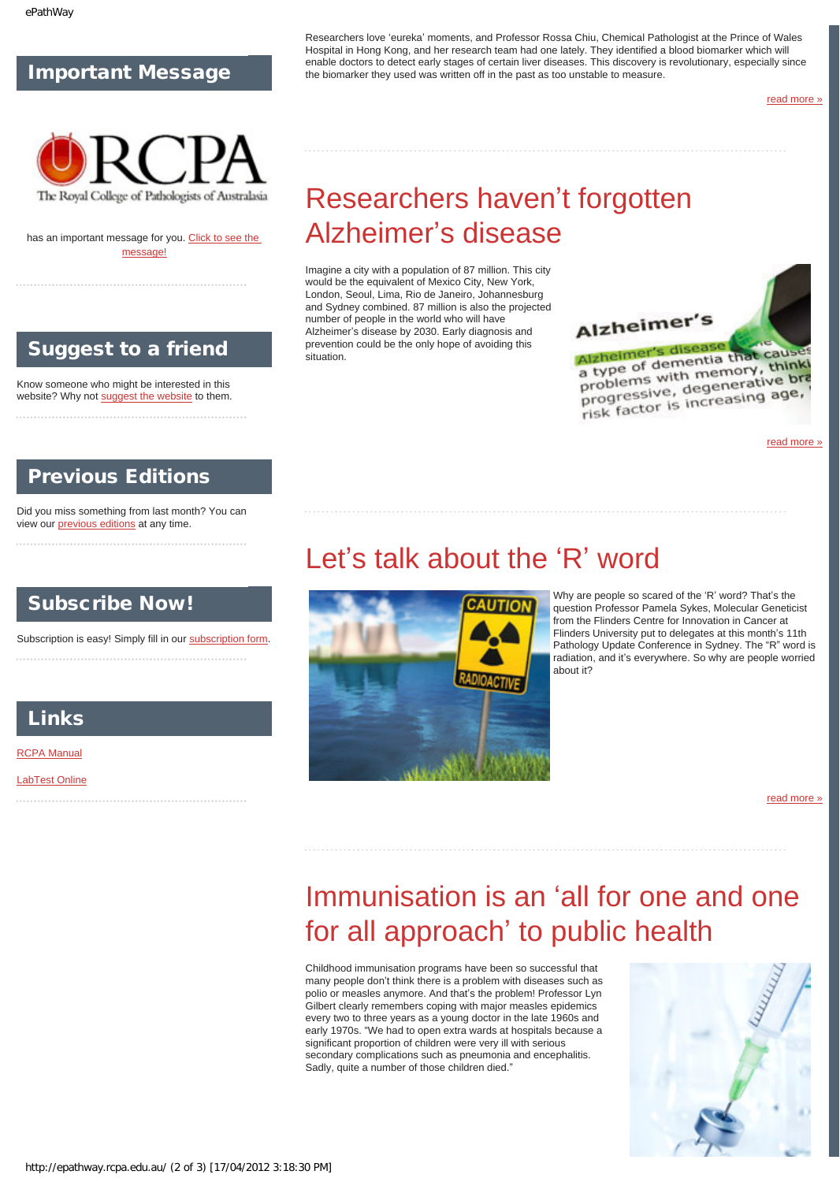## Important Message

has an important message for you. Click to see the message!

## Suggest to a friend

Know someone who might be interested in this website? Why not suggest the website to them.

## Previous Editions

Did you miss something from last month? You can view our previous editions at any time.

## Subscribe Now!

Subscription is easy! Simply fill in our subscription form.

## Links

RCPA Manual

LabTest Online

Researchers love 'eureka' moments, and Professor Rossa Chiu, Chemical Pathologist at the Prince of Wales Hospital in Hong Kong, and her research team had one lately. They identified a blood biomarker which will enable doctors to detect early stages of certain liver diseases. This discovery is revolutionary, especially since the biomarker they used was written off in the past as too unstable to measure.

read more »

# Researchers haven't forgotten Alzheimer's disease

Imagine a city with a population of 87 million. This city would be the equivalent of Mexico City, New York, London, Seoul, Lima, Rio de Janeiro, Johannesburg and Sydney combined. 87 million is also the projected number of people in the world who will have Alzheimer's disease by 2030. Early diagnosis and prevention could be the only hope of avoiding this situation.

read more »

# Let's talk about the 'R' word

Why are people so scared of the 'R' word? That's the question Professor Pamela Sykes, Molecular Geneticist from the Flinders Centre for Innovation in Cancer at Flinders University put to delegates at this month's 11th Pathology Update Conference in Sydney. The "R" word is radiation, and it's everywhere. So why are people worried about it?

read more »

# Immunisation is an 'all for one and one for all approach' to public health

Childhood immunisation programs have been so successful that many people don't think there is a problem with diseases such as polio or measles anymore. And that's the problem! Professor Lyn Gilbert clearly remembers coping with major measles epidemics every two to three years as a young doctor in the late 1960s and early 1970s. "We had to open extra wards at hospitals because a significant proportion of children were very ill with serious secondary complications such as pneumonia and encephalitis. Sadly, quite a number of those children died."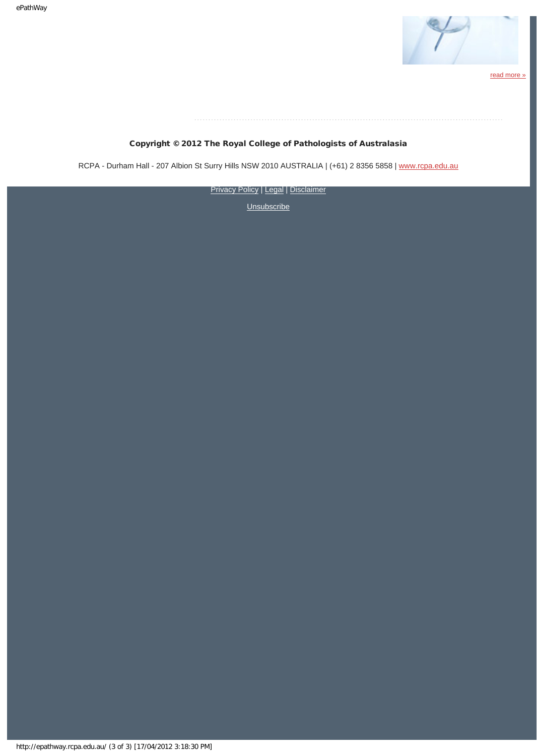read more »

**Copyright © 2012 The Royal College of Pathologists of Australasia**

RCPA - Durham Hall - 207 Albion St Surry Hills NSW 2010 AUSTRALIA | (+61) 2 8356 5858 | www.rcpa.edu.au

Privacy Policy | Legal | Disclaimer

Unsubscribe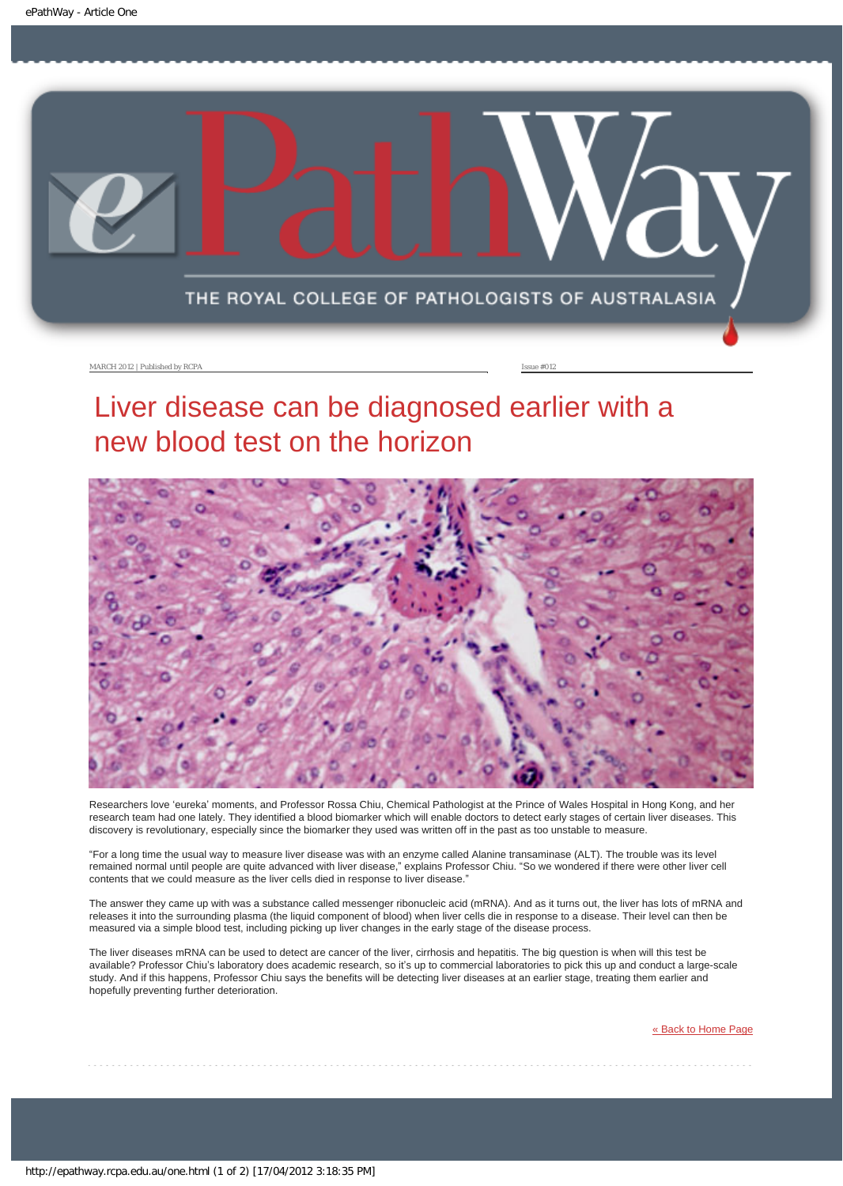MARCH 2012 | Published by RCPA

Issue #012

# Liver disease can be diagnosed earlier with a new blood test on the horizon

Researchers love 'eureka' moments, and Professor Rossa Chiu, Chemical Pathologist at the Prince of Wales Hospital in Hong Kong, and her research team had one lately. They identified a blood biomarker which will enable doctors to detect early stages of certain liver diseases. This discovery is revolutionary, especially since the biomarker they used was written off in the past as too unstable to measure.

"For a long time the usual way to measure liver disease was with an enzyme called Alanine transaminase (ALT). The trouble was its level remained normal until people are quite advanced with liver disease," explains Professor Chiu. "So we wondered if there were other liver cell contents that we could measure as the liver cells died in response to liver disease."

The answer they came up with was a substance called messenger ribonucleic acid (mRNA). And as it turns out, the liver has lots of mRNA and releases it into the surrounding plasma (the liquid component of blood) when liver cells die in response to a disease. Their level can then be measured via a simple blood test, including picking up liver changes in the early stage of the disease process.

The liver diseases mRNA can be used to detect are cancer of the liver, cirrhosis and hepatitis. The big question is when will this test be available? Professor Chiu's laboratory does academic research, so it's up to commercial laboratories to pick this up and conduct a large-scale study. And if this happens, Professor Chiu says the benefits will be detecting liver diseases at an earlier stage, treating them earlier and hopefully preventing further deterioration.

« Back to Home Page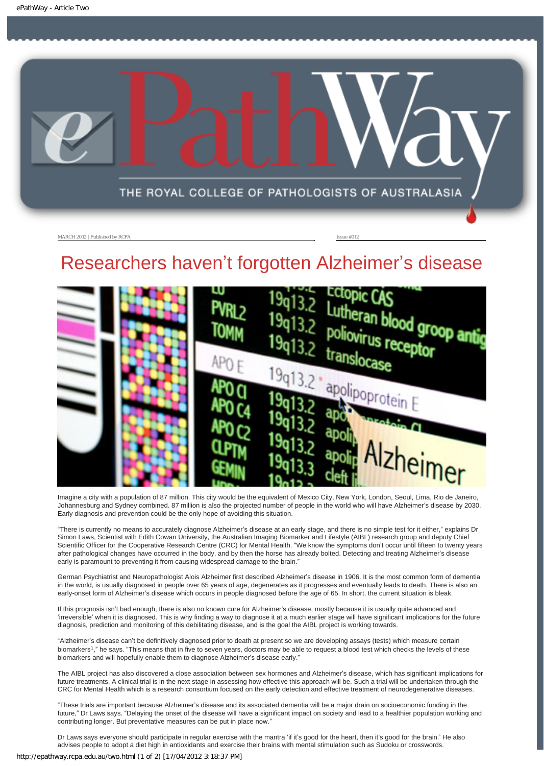MARCH 2012 | Published by RCPA    Issue #012

# Researchers haven't forgotten Alzheimer's disease

Imagine a city with a population of 87 million. This city would be the equivalent of Mexico City, New York, London, Seoul, Lima, Rio de Janeiro, Johannesburg and Sydney combined. 87 million is also the projected number of people in the world who will have Alzheimer's disease by 2030. Early diagnosis and prevention could be the only hope of avoiding this situation.

"There is currently no means to accurately diagnose Alzheimer's disease at an early stage, and there is no simple test for it either," explains Dr Simon Laws, Scientist with Edith Cowan University, the Australian Imaging Biomarker and Lifestyle (AIBL) research group and deputy Chief Scientific Officer for the Cooperative Research Centre (CRC) for Mental Health. "We know the symptoms don't occur until fifteen to twenty years after pathological changes have occurred in the body, and by then the horse has already bolted. Detecting and treating Alzheimer's disease early is paramount to preventing it from causing widespread damage to the brain."

German Psychiatrist and Neuropathologist Alois Alzheimer first described Alzheimer's disease in 1906. It is the most common form of dementia in the world, is usually diagnosed in people over 65 years of age, degenerates as it progresses and eventually leads to death. There is also an early-onset form of Alzheimer's disease which occurs in people diagnosed before the age of 65. In short, the current situation is bleak.

If this prognosis isn't bad enough, there is also no known cure for Alzheimer's disease, mostly because it is usually quite advanced and 'irreversible' when it is diagnosed. This is why finding a way to diagnose it at a much earlier stage will have significant implications for the future diagnosis, prediction and monitoring of this debilitating disease, and is the goal the AIBL project is working towards.

"Alzheimer's disease can't be definitively diagnosed prior to death at present so we are developing assays (tests) which measure certain biomarkers[1]," he says. "This means that in five to seven years, doctors may be able to request a blood test which checks the levels of these biomarkers and will hopefully enable them to diagnose Alzheimer's disease early."

The AIBL project has also discovered a close association between sex hormones and Alzheimer's disease, which has significant implications for future treatments. A clinical trial is in the next stage in assessing how effective this approach will be. Such a trial will be undertaken through the CRC for Mental Health which is a research consortium focused on the early detection and effective treatment of neurodegenerative diseases.

"These trials are important because Alzheimer's disease and its associated dementia will be a major drain on socioeconomic funding in the future," Dr Laws says. "Delaying the onset of the disease will have a significant impact on society and lead to a healthier population working and contributing longer. But preventative measures can be put in place now."

Dr Laws says everyone should participate in regular exercise with the mantra 'if it's good for the heart, then it's good for the brain.' He also advises people to adopt a diet high in antioxidants and exercise their brains with mental stimulation such as Sudoku or crosswords.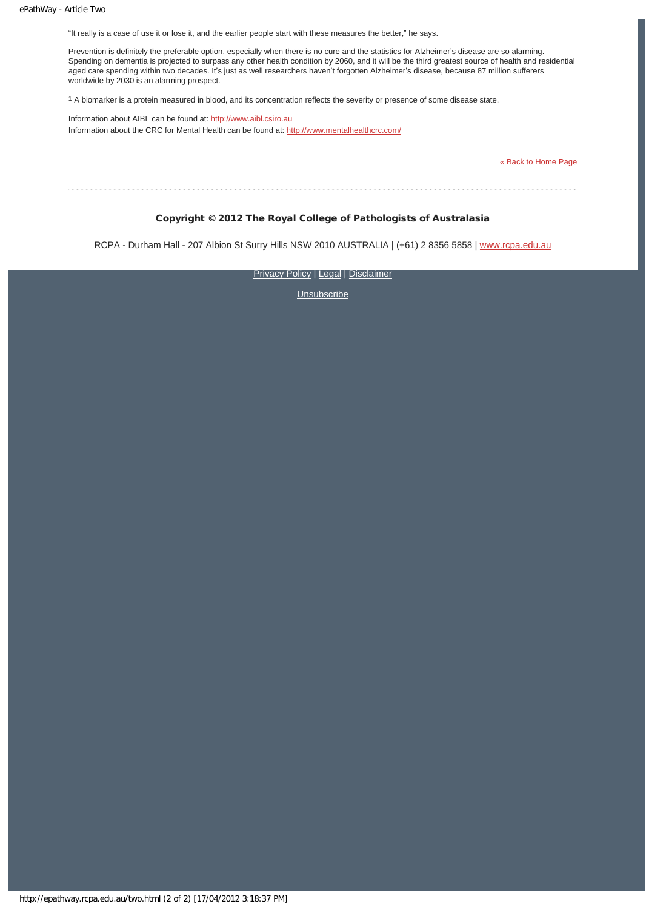"It really is a case of use it or lose it, and the earlier people start with these measures the better," he says.

Prevention is definitely the preferable option, especially when there is no cure and the statistics for Alzheimer's disease are so alarming. Spending on dementia is projected to surpass any other health condition by 2060, and it will be the third greatest source of health and residential aged care spending within two decades. It's just as well researchers haven't forgotten Alzheimer's disease, because 87 million sufferers worldwide by 2030 is an alarming prospect.

[1] A biomarker is a protein measured in blood, and its concentration reflects the severity or presence of some disease state.

Information about AIBL can be found at: http://www.aibl.csiro.au
Information about the CRC for Mental Health can be found at: http://www.mentalhealthcrc.com/

« Back to Home Page

**Copyright © 2012 The Royal College of Pathologists of Australasia**

RCPA - Durham Hall - 207 Albion St Surry Hills NSW 2010 AUSTRALIA | (+61) 2 8356 5858 | www.rcpa.edu.au

Privacy Policy | Legal | Disclaimer

Unsubscribe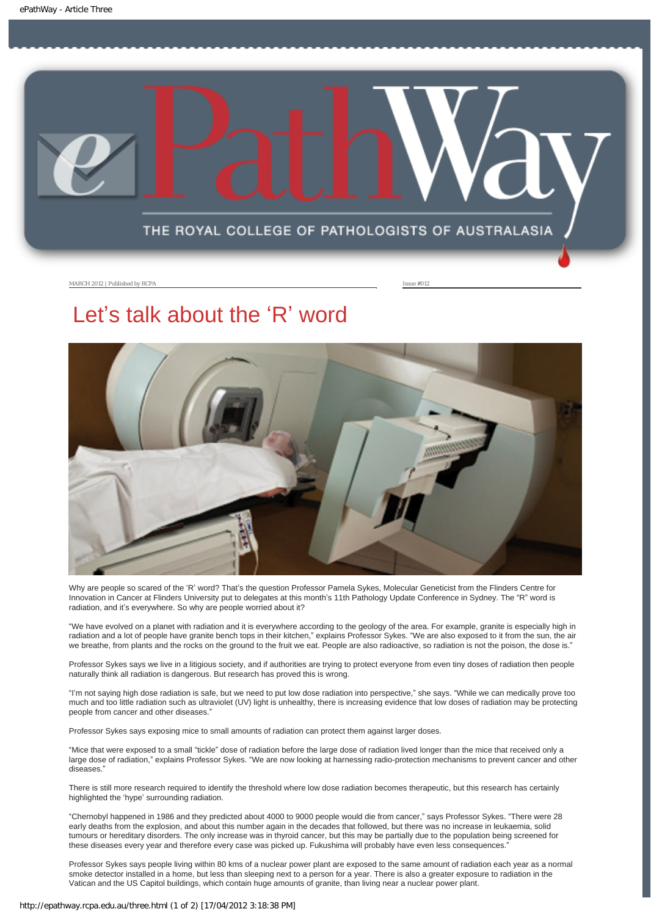MARCH 2012 | Published by RCPA

Issue #012

# Let's talk about the 'R' word

Why are people so scared of the 'R' word? That's the question Professor Pamela Sykes, Molecular Geneticist from the Flinders Centre for Innovation in Cancer at Flinders University put to delegates at this month's 11th Pathology Update Conference in Sydney. The "R" word is radiation, and it's everywhere. So why are people worried about it?

"We have evolved on a planet with radiation and it is everywhere according to the geology of the area. For example, granite is especially high in radiation and a lot of people have granite bench tops in their kitchen," explains Professor Sykes. "We are also exposed to it from the sun, the air we breathe, from plants and the rocks on the ground to the fruit we eat. People are also radioactive, so radiation is not the poison, the dose is."

Professor Sykes says we live in a litigious society, and if authorities are trying to protect everyone from even tiny doses of radiation then people naturally think all radiation is dangerous. But research has proved this is wrong.

"I'm not saying high dose radiation is safe, but we need to put low dose radiation into perspective," she says. "While we can medically prove too much and too little radiation such as ultraviolet (UV) light is unhealthy, there is increasing evidence that low doses of radiation may be protecting people from cancer and other diseases."

Professor Sykes says exposing mice to small amounts of radiation can protect them against larger doses.

"Mice that were exposed to a small "tickle" dose of radiation before the large dose of radiation lived longer than the mice that received only a large dose of radiation," explains Professor Sykes. "We are now looking at harnessing radio-protection mechanisms to prevent cancer and other diseases."

There is still more research required to identify the threshold where low dose radiation becomes therapeutic, but this research has certainly highlighted the 'hype' surrounding radiation.

"Chernobyl happened in 1986 and they predicted about 4000 to 9000 people would die from cancer," says Professor Sykes. "There were 28 early deaths from the explosion, and about this number again in the decades that followed, but there was no increase in leukaemia, solid tumours or hereditary disorders. The only increase was in thyroid cancer, but this may be partially due to the population being screened for these diseases every year and therefore every case was picked up. Fukushima will probably have even less consequences."

Professor Sykes says people living within 80 kms of a nuclear power plant are exposed to the same amount of radiation each year as a normal smoke detector installed in a home, but less than sleeping next to a person for a year. There is also a greater exposure to radiation in the Vatican and the US Capitol buildings, which contain huge amounts of granite, than living near a nuclear power plant.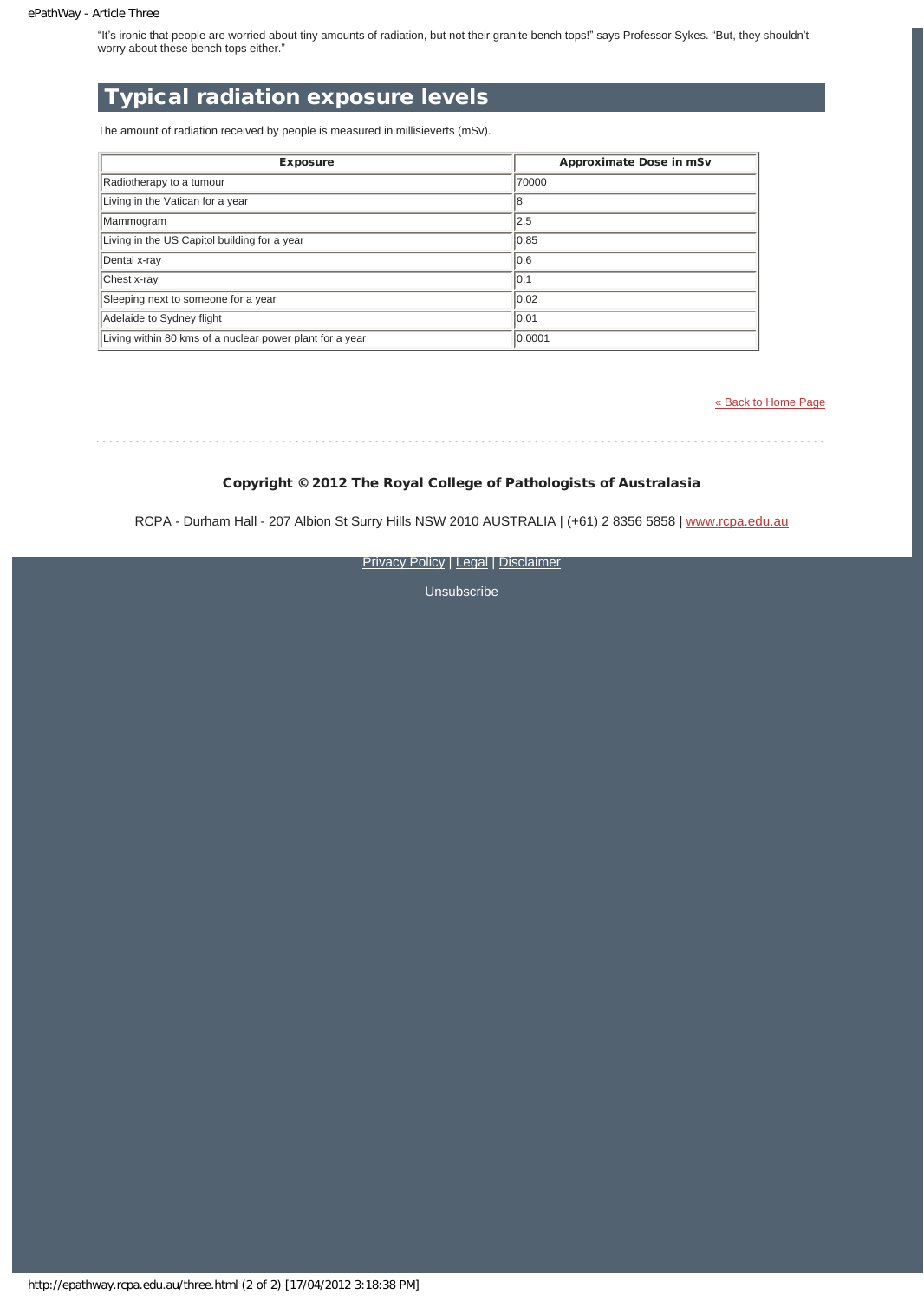"It's ironic that people are worried about tiny amounts of radiation, but not their granite bench tops!" says Professor Sykes. "But, they shouldn't worry about these bench tops either."

## Typical radiation exposure levels

The amount of radiation received by people is measured in millisieverts (mSv).

| Exposure | Approximate Dose in mSv |
| --- | --- |
| Radiotherapy to a tumour | 70000 |
| Living in the Vatican for a year | 8 |
| Mammogram | 2.5 |
| Living in the US Capitol building for a year | 0.85 |
| Dental x-ray | 0.6 |
| Chest x-ray | 0.1 |
| Sleeping next to someone for a year | 0.02 |
| Adelaide to Sydney flight | 0.01 |
| Living within 80 kms of a nuclear power plant for a year | 0.0001 |

« Back to Home Page

**Copyright © 2012 The Royal College of Pathologists of Australasia**

RCPA - Durham Hall - 207 Albion St Surry Hills NSW 2010 AUSTRALIA | (+61) 2 8356 5858 | www.rcpa.edu.au

Privacy Policy | Legal | Disclaimer

Unsubscribe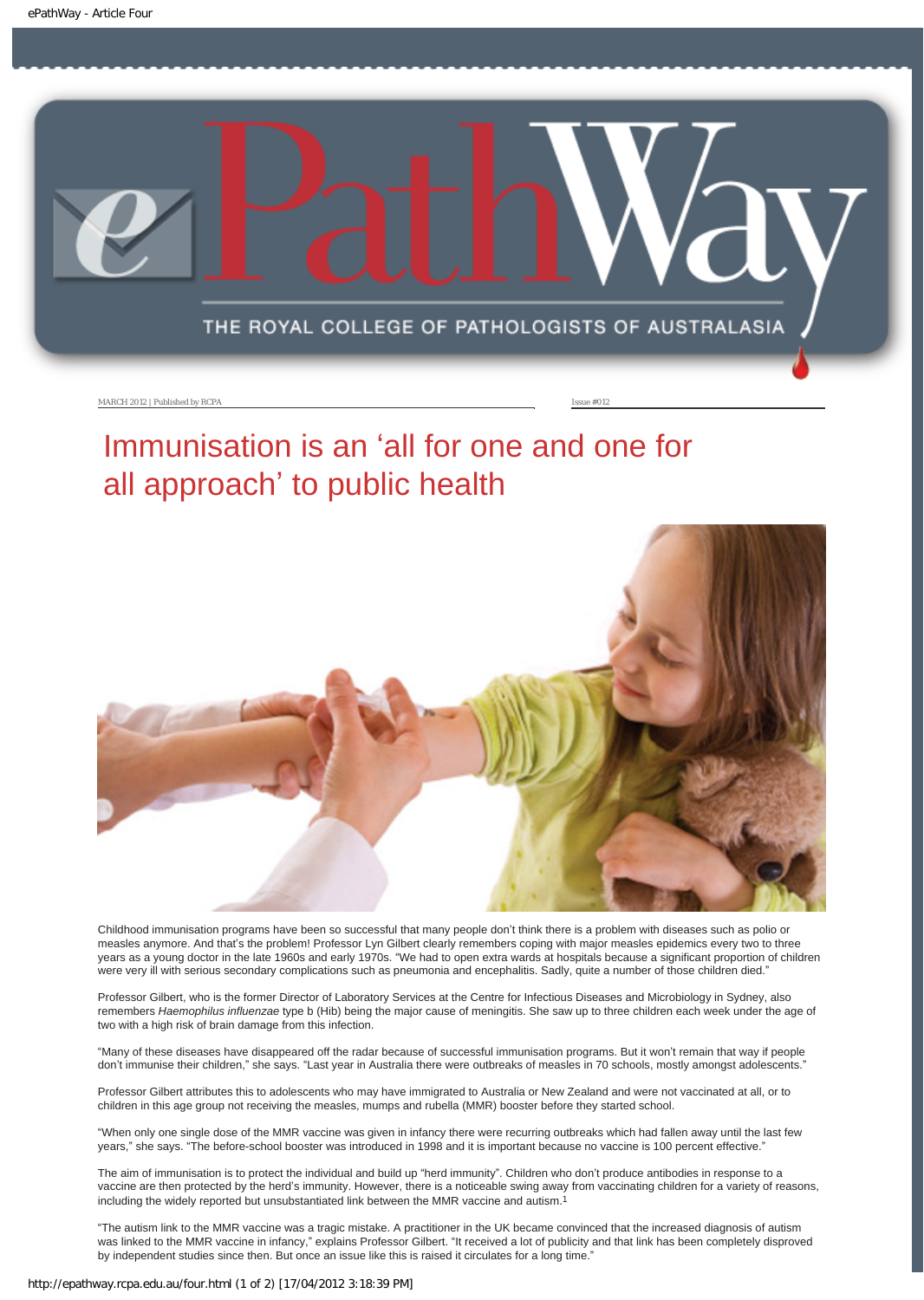# Immunisation is an 'all for one and one for all approach' to public health

Childhood immunisation programs have been so successful that many people don't think there is a problem with diseases such as polio or measles anymore. And that's the problem! Professor Lyn Gilbert clearly remembers coping with major measles epidemics every two to three years as a young doctor in the late 1960s and early 1970s. "We had to open extra wards at hospitals because a significant proportion of children were very ill with serious secondary complications such as pneumonia and encephalitis. Sadly, quite a number of those children died."

Professor Gilbert, who is the former Director of Laboratory Services at the Centre for Infectious Diseases and Microbiology in Sydney, also remembers *Haemophilus influenzae* type b (Hib) being the major cause of meningitis. She saw up to three children each week under the age of two with a high risk of brain damage from this infection.

"Many of these diseases have disappeared off the radar because of successful immunisation programs. But it won't remain that way if people don't immunise their children," she says. "Last year in Australia there were outbreaks of measles in 70 schools, mostly amongst adolescents."

Professor Gilbert attributes this to adolescents who may have immigrated to Australia or New Zealand and were not vaccinated at all, or to children in this age group not receiving the measles, mumps and rubella (MMR) booster before they started school.

"When only one single dose of the MMR vaccine was given in infancy there were recurring outbreaks which had fallen away until the last few years," she says. "The before-school booster was introduced in 1998 and it is important because no vaccine is 100 percent effective."

The aim of immunisation is to protect the individual and build up "herd immunity". Children who don't produce antibodies in response to a vaccine are then protected by the herd's immunity. However, there is a noticeable swing away from vaccinating children for a variety of reasons, including the widely reported but unsubstantiated link between the MMR vaccine and autism.[1]

"The autism link to the MMR vaccine was a tragic mistake. A practitioner in the UK became convinced that the increased diagnosis of autism was linked to the MMR vaccine in infancy," explains Professor Gilbert. "It received a lot of publicity and that link has been completely disproved by independent studies since then. But once an issue like this is raised it circulates for a long time."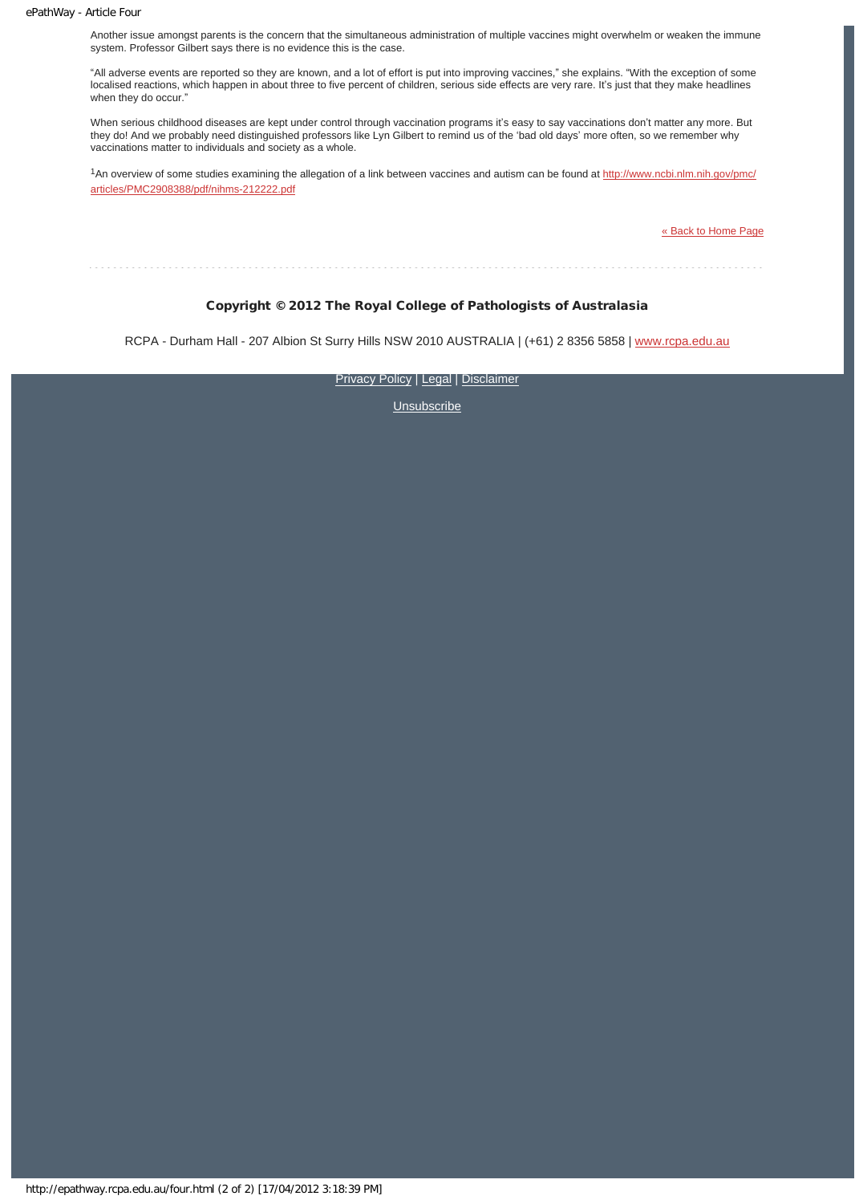Another issue amongst parents is the concern that the simultaneous administration of multiple vaccines might overwhelm or weaken the immune system. Professor Gilbert says there is no evidence this is the case.

"All adverse events are reported so they are known, and a lot of effort is put into improving vaccines," she explains. "With the exception of some localised reactions, which happen in about three to five percent of children, serious side effects are very rare. It's just that they make headlines when they do occur."

When serious childhood diseases are kept under control through vaccination programs it's easy to say vaccinations don't matter any more. But they do! And we probably need distinguished professors like Lyn Gilbert to remind us of the 'bad old days' more often, so we remember why vaccinations matter to individuals and society as a whole.

[1] An overview of some studies examining the allegation of a link between vaccines and autism can be found at http://www.ncbi.nlm.nih.gov/pmc/articles/PMC2908388/pdf/nihms-212222.pdf

« Back to Home Page

**Copyright © 2012 The Royal College of Pathologists of Australasia**

RCPA - Durham Hall - 207 Albion St Surry Hills NSW 2010 AUSTRALIA | (+61) 2 8356 5858 | www.rcpa.edu.au

Privacy Policy | Legal | Disclaimer

Unsubscribe